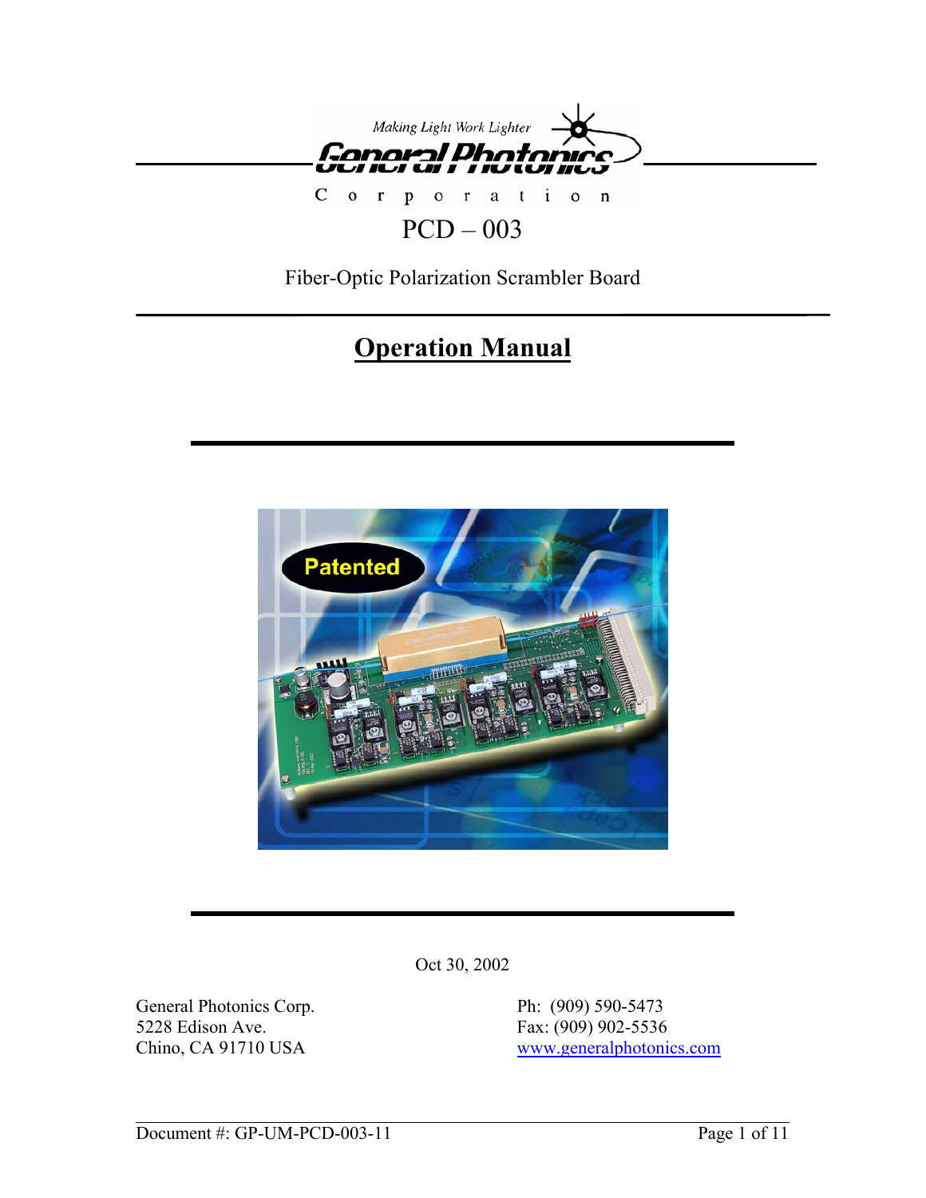Making Light Work Lighter

General Photonics

Corporation

# PCD – 003

Fiber-Optic Polarization Scrambler Board

## Operation Manual

Oct 30, 2002

General Photonics Corp.
5228 Edison Ave.
Chino, CA 91710 USA

Ph: (909) 590-5473
Fax: (909) 902-5536
www.generalphotonics.com

Document #: GP-UM-PCD-003-11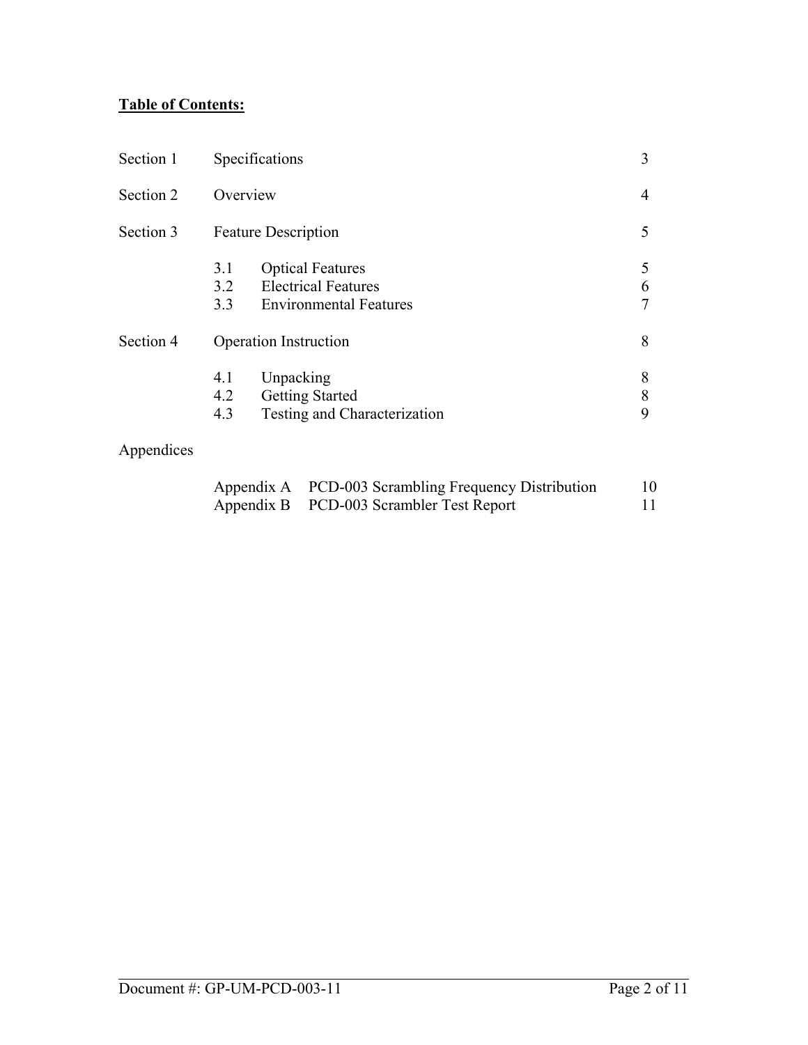**Table of Contents:**

| | | |
|---|---|---|
| Section 1 | Specifications | 3 |
| Section 2 | Overview | 4 |
| Section 3 | Feature Description | 5 |
| | 3.1 Optical Features | 5 |
| | 3.2 Electrical Features | 6 |
| | 3.3 Environmental Features | 7 |
| Section 4 | Operation Instruction | 8 |
| | 4.1 Unpacking | 8 |
| | 4.2 Getting Started | 8 |
| | 4.3 Testing and Characterization | 9 |
| Appendices | | |
| | Appendix A PCD-003 Scrambling Frequency Distribution | 10 |
| | Appendix B PCD-003 Scrambler Test Report | 11 |

Document #: GP-UM-PCD-003-11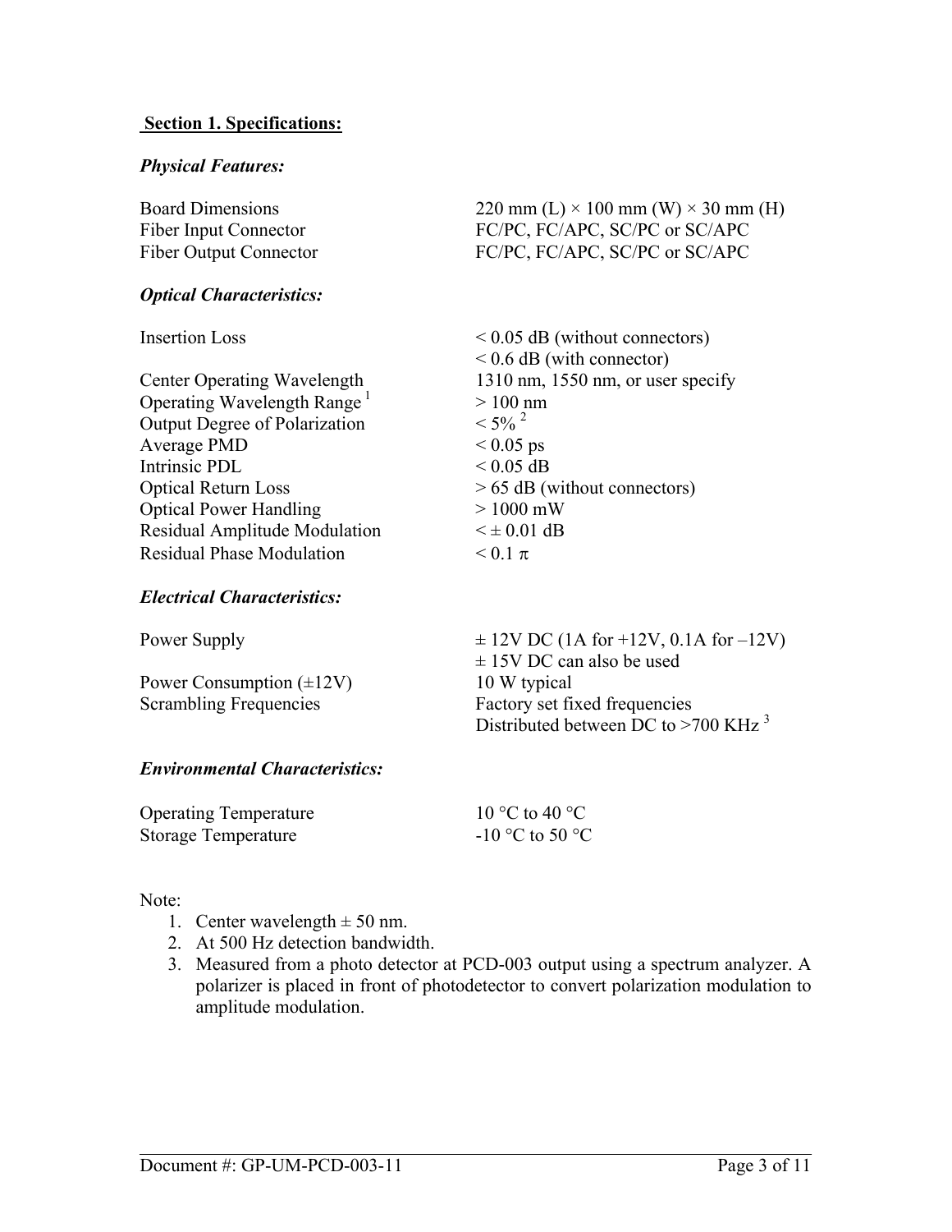## Section 1. Specifications:

### *Physical Features:*

| | |
|---|---|
| Board Dimensions | 220 mm (L) × 100 mm (W) × 30 mm (H) |
| Fiber Input Connector | FC/PC, FC/APC, SC/PC or SC/APC |
| Fiber Output Connector | FC/PC, FC/APC, SC/PC or SC/APC |

### *Optical Characteristics:*

| | |
|---|---|
| Insertion Loss | < 0.05 dB (without connectors)<br>< 0.6 dB (with connector) |
| Center Operating Wavelength | 1310 nm, 1550 nm, or user specify |
| Operating Wavelength Range [1] | > 100 nm |
| Output Degree of Polarization | < 5% [2] |
| Average PMD | < 0.05 ps |
| Intrinsic PDL | < 0.05 dB |
| Optical Return Loss | > 65 dB (without connectors) |
| Optical Power Handling | > 1000 mW |
| Residual Amplitude Modulation | < ± 0.01 dB |
| Residual Phase Modulation | $< 0.1 \pi$ |

### *Electrical Characteristics:*

| | |
|---|---|
| Power Supply | ± 12V DC (1A for +12V, 0.1A for –12V)<br>± 15V DC can also be used |
| Power Consumption (±12V) | 10 W typical |
| Scrambling Frequencies | Factory set fixed frequencies<br>Distributed between DC to >700 KHz [3] |

### *Environmental Characteristics:*

| | |
|---|---|
| Operating Temperature | 10 °C to 40 °C |
| Storage Temperature | -10 °C to 50 °C |

Note:

1. Center wavelength ± 50 nm.
2. At 500 Hz detection bandwidth.
3. Measured from a photo detector at PCD-003 output using a spectrum analyzer. A polarizer is placed in front of photodetector to convert polarization modulation to amplitude modulation.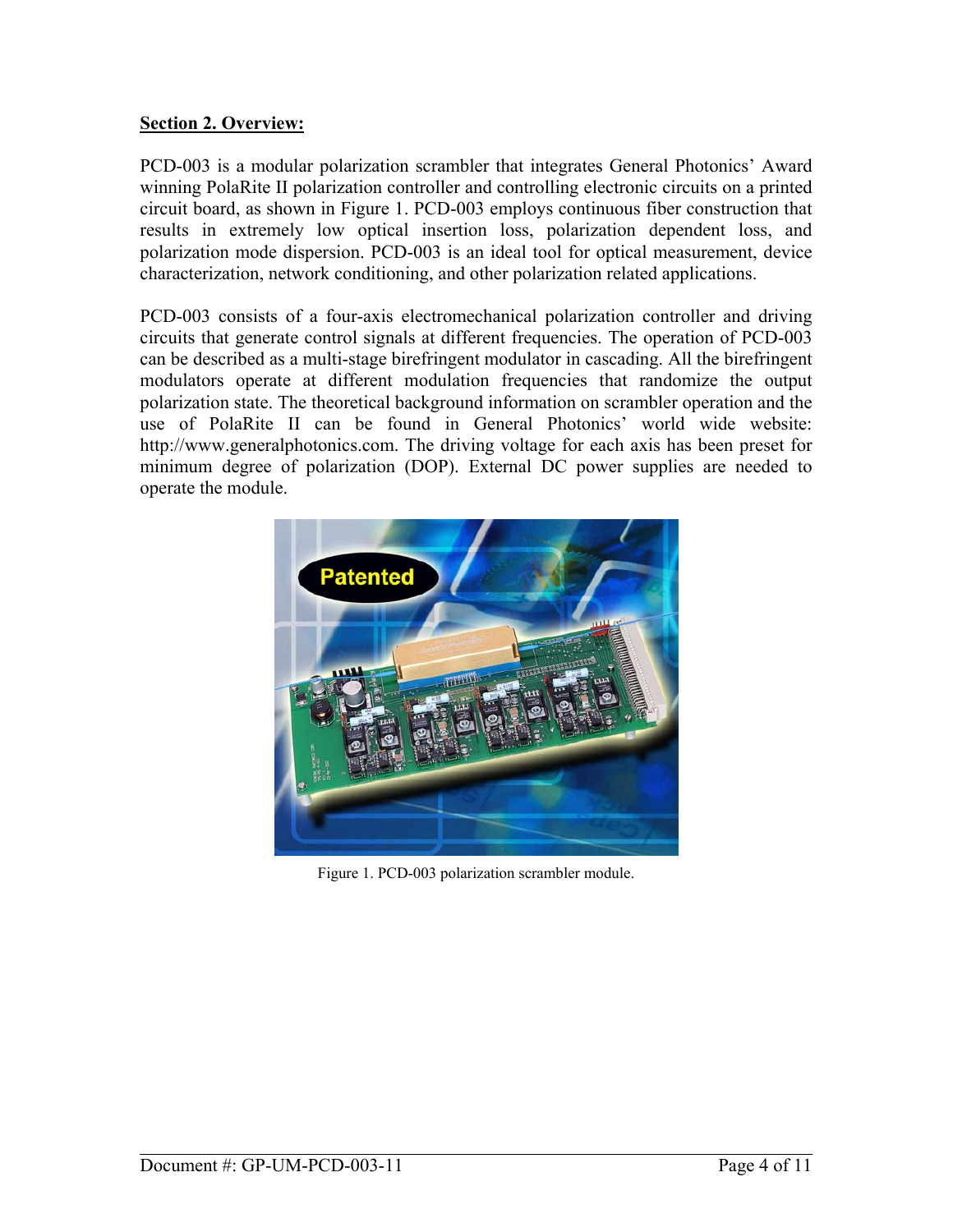## Section 2. Overview:

PCD-003 is a modular polarization scrambler that integrates General Photonics' Award winning PolaRite II polarization controller and controlling electronic circuits on a printed circuit board, as shown in Figure 1. PCD-003 employs continuous fiber construction that results in extremely low optical insertion loss, polarization dependent loss, and polarization mode dispersion. PCD-003 is an ideal tool for optical measurement, device characterization, network conditioning, and other polarization related applications.

PCD-003 consists of a four-axis electromechanical polarization controller and driving circuits that generate control signals at different frequencies. The operation of PCD-003 can be described as a multi-stage birefringent modulator in cascading. All the birefringent modulators operate at different modulation frequencies that randomize the output polarization state. The theoretical background information on scrambler operation and the use of PolaRite II can be found in General Photonics' world wide website: http://www.generalphotonics.com. The driving voltage for each axis has been preset for minimum degree of polarization (DOP). External DC power supplies are needed to operate the module.

Figure 1. PCD-003 polarization scrambler module.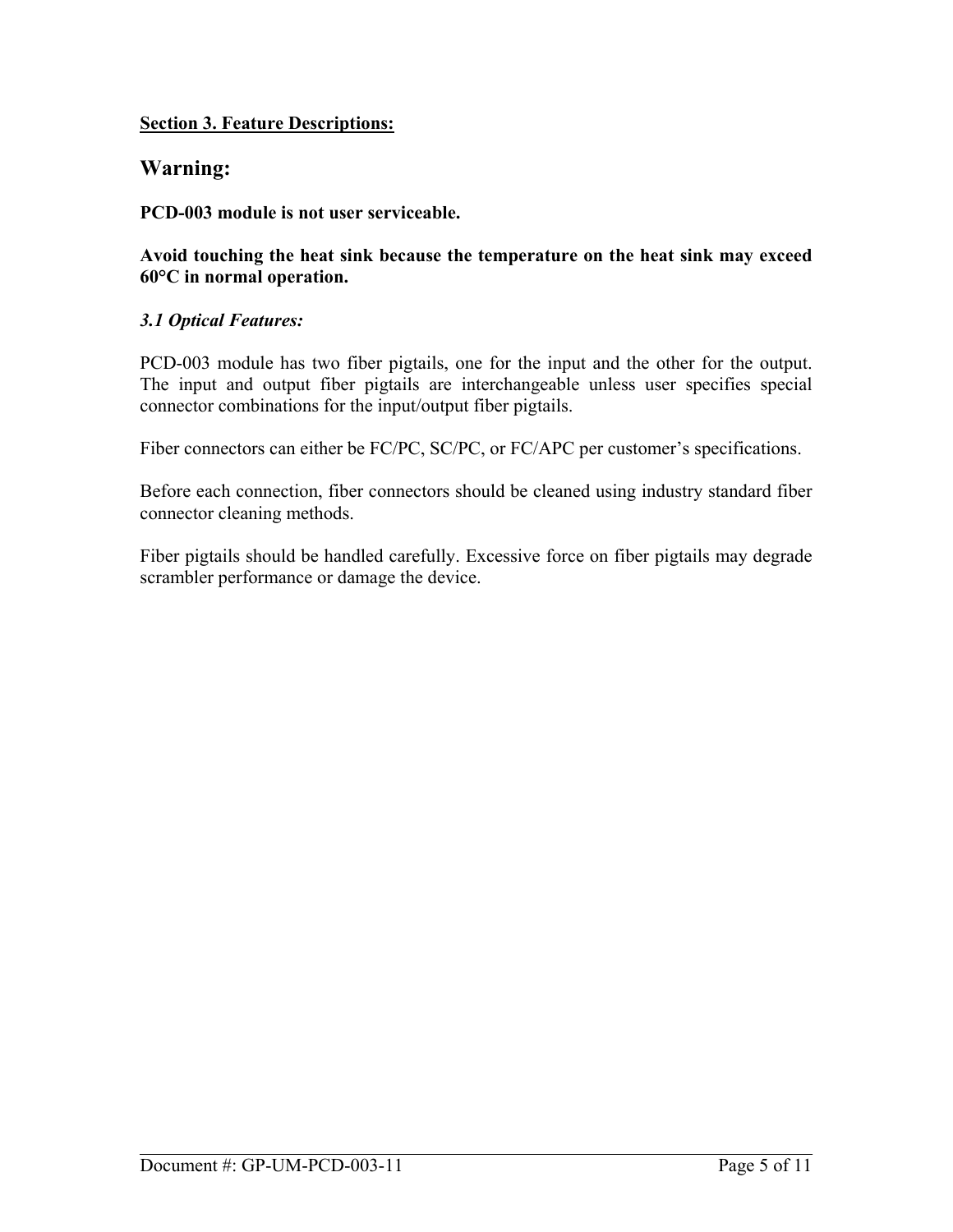**Section 3. Feature Descriptions:**

## Warning:

**PCD-003 module is not user serviceable.**

**Avoid touching the heat sink because the temperature on the heat sink may exceed 60°C in normal operation.**

### *3.1 Optical Features:*

PCD-003 module has two fiber pigtails, one for the input and the other for the output. The input and output fiber pigtails are interchangeable unless user specifies special connector combinations for the input/output fiber pigtails.

Fiber connectors can either be FC/PC, SC/PC, or FC/APC per customer's specifications.

Before each connection, fiber connectors should be cleaned using industry standard fiber connector cleaning methods.

Fiber pigtails should be handled carefully. Excessive force on fiber pigtails may degrade scrambler performance or damage the device.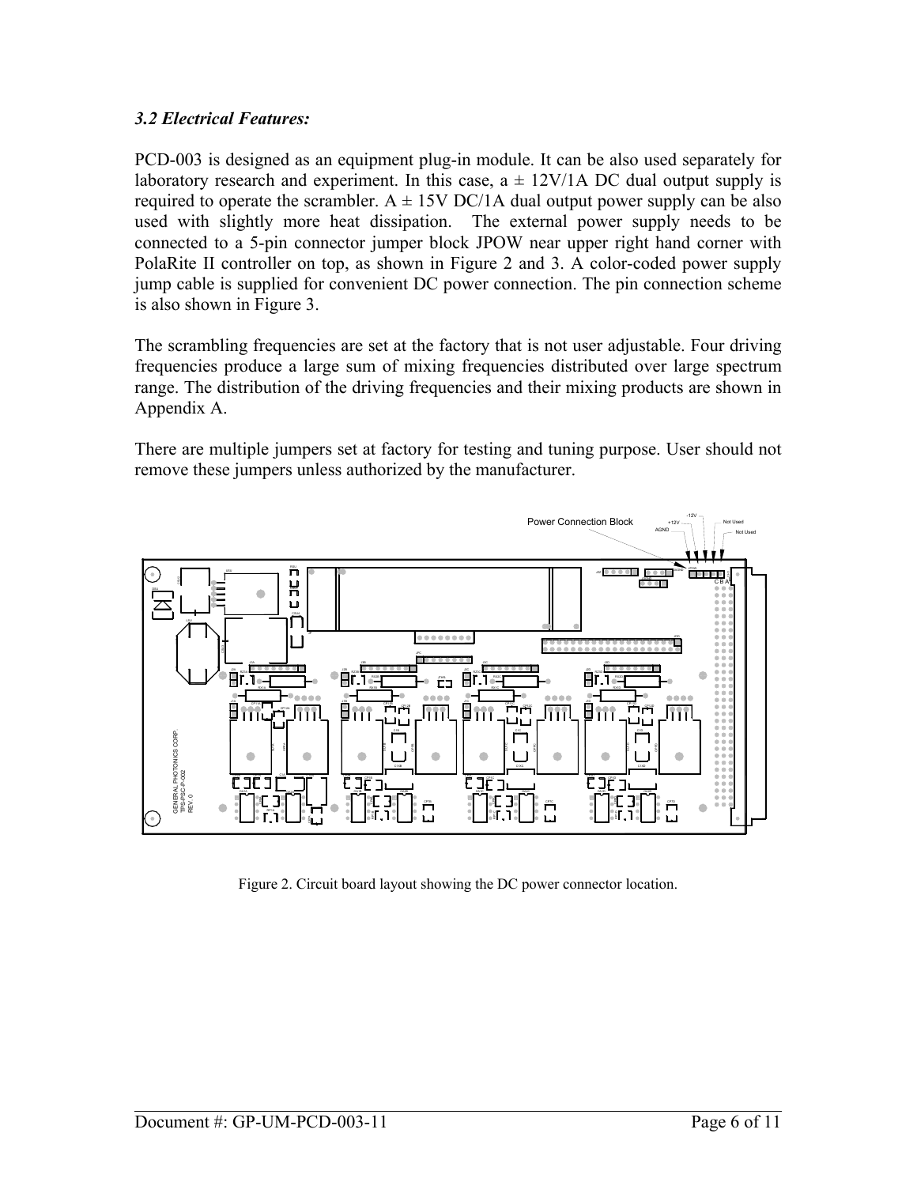### *3.2 Electrical Features:*

PCD-003 is designed as an equipment plug-in module. It can be also used separately for laboratory research and experiment. In this case, a ± 12V/1A DC dual output supply is required to operate the scrambler. A ± 15V DC/1A dual output power supply can be also used with slightly more heat dissipation. The external power supply needs to be connected to a 5-pin connector jumper block JPOW near upper right hand corner with PolaRite II controller on top, as shown in Figure 2 and 3. A color-coded power supply jump cable is supplied for convenient DC power connection. The pin connection scheme is also shown in Figure 3.

The scrambling frequencies are set at the factory that is not user adjustable. Four driving frequencies produce a large sum of mixing frequencies distributed over large spectrum range. The distribution of the driving frequencies and their mixing products are shown in Appendix A.

There are multiple jumpers set at factory for testing and tuning purpose. User should not remove these jumpers unless authorized by the manufacturer.

Figure 2. Circuit board layout showing the DC power connector location.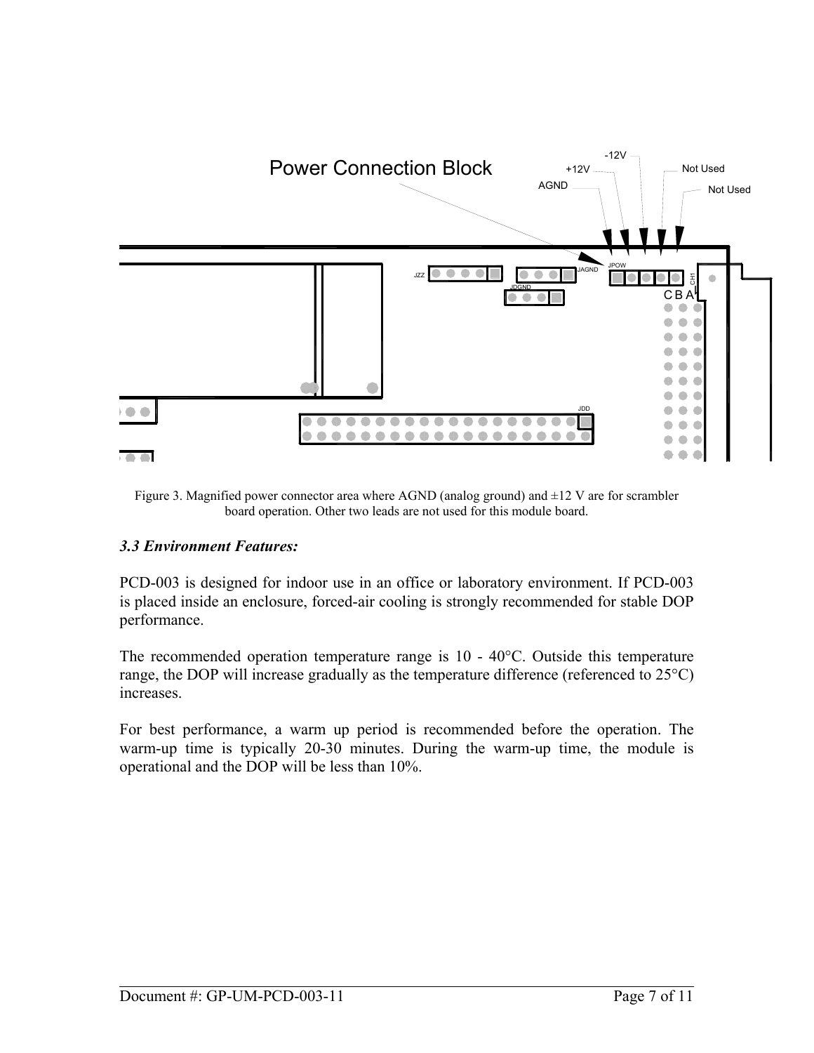Figure 3. Magnified power connector area where AGND (analog ground) and ±12 V are for scrambler board operation. Other two leads are not used for this module board.

### *3.3 Environment Features:*

PCD-003 is designed for indoor use in an office or laboratory environment. If PCD-003 is placed inside an enclosure, forced-air cooling is strongly recommended for stable DOP performance.

The recommended operation temperature range is 10 - 40°C. Outside this temperature range, the DOP will increase gradually as the temperature difference (referenced to 25°C) increases.

For best performance, a warm up period is recommended before the operation. The warm-up time is typically 20-30 minutes. During the warm-up time, the module is operational and the DOP will be less than 10%.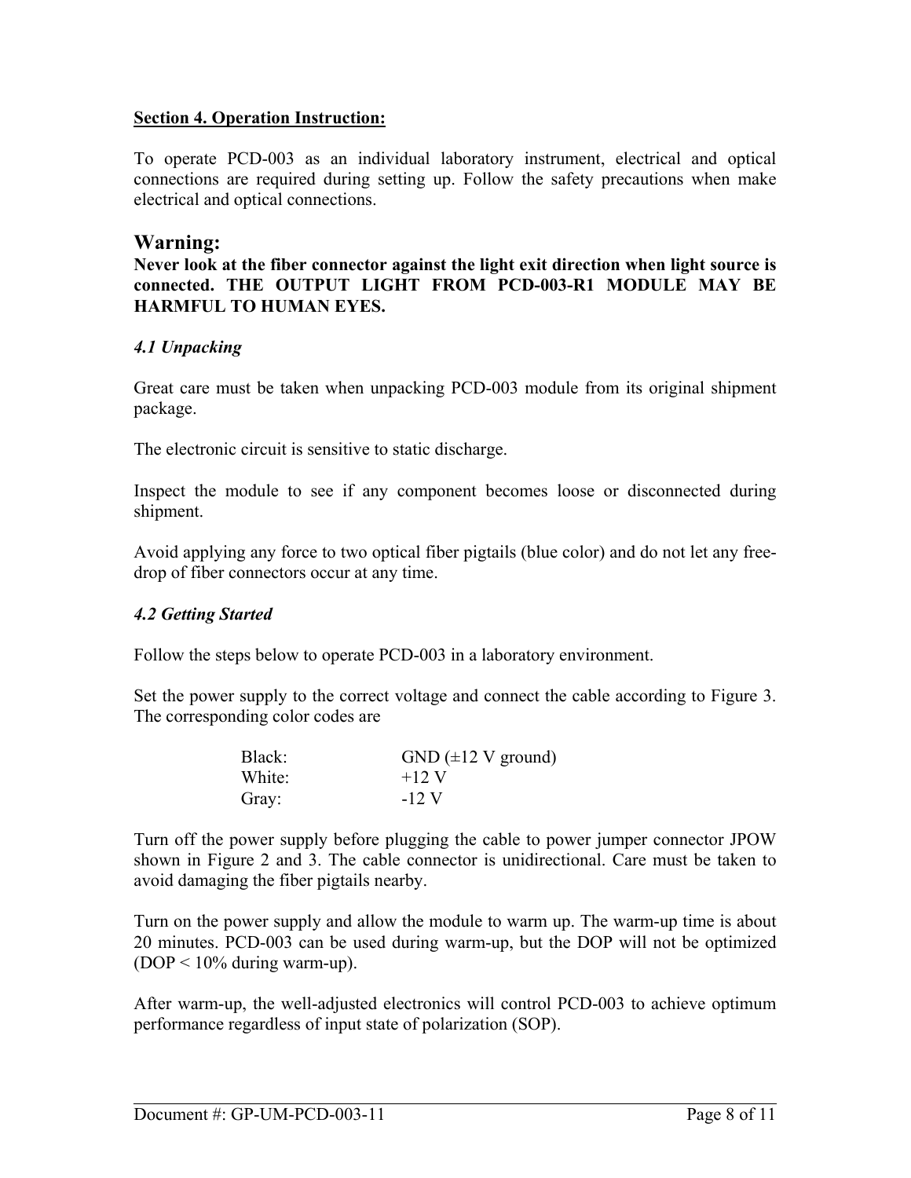## Section 4. Operation Instruction:

To operate PCD-003 as an individual laboratory instrument, electrical and optical connections are required during setting up. Follow the safety precautions when make electrical and optical connections.

### Warning:

**Never look at the fiber connector against the light exit direction when light source is connected. THE OUTPUT LIGHT FROM PCD-003-R1 MODULE MAY BE HARMFUL TO HUMAN EYES.**

### *4.1 Unpacking*

Great care must be taken when unpacking PCD-003 module from its original shipment package.

The electronic circuit is sensitive to static discharge.

Inspect the module to see if any component becomes loose or disconnected during shipment.

Avoid applying any force to two optical fiber pigtails (blue color) and do not let any free-drop of fiber connectors occur at any time.

### *4.2 Getting Started*

Follow the steps below to operate PCD-003 in a laboratory environment.

Set the power supply to the correct voltage and connect the cable according to Figure 3. The corresponding color codes are

| | |
|---|---|
| Black: | GND (±12 V ground) |
| White: | +12 V |
| Gray: | -12 V |

Turn off the power supply before plugging the cable to power jumper connector JPOW shown in Figure 2 and 3. The cable connector is unidirectional. Care must be taken to avoid damaging the fiber pigtails nearby.

Turn on the power supply and allow the module to warm up. The warm-up time is about 20 minutes. PCD-003 can be used during warm-up, but the DOP will not be optimized (DOP < 10% during warm-up).

After warm-up, the well-adjusted electronics will control PCD-003 to achieve optimum performance regardless of input state of polarization (SOP).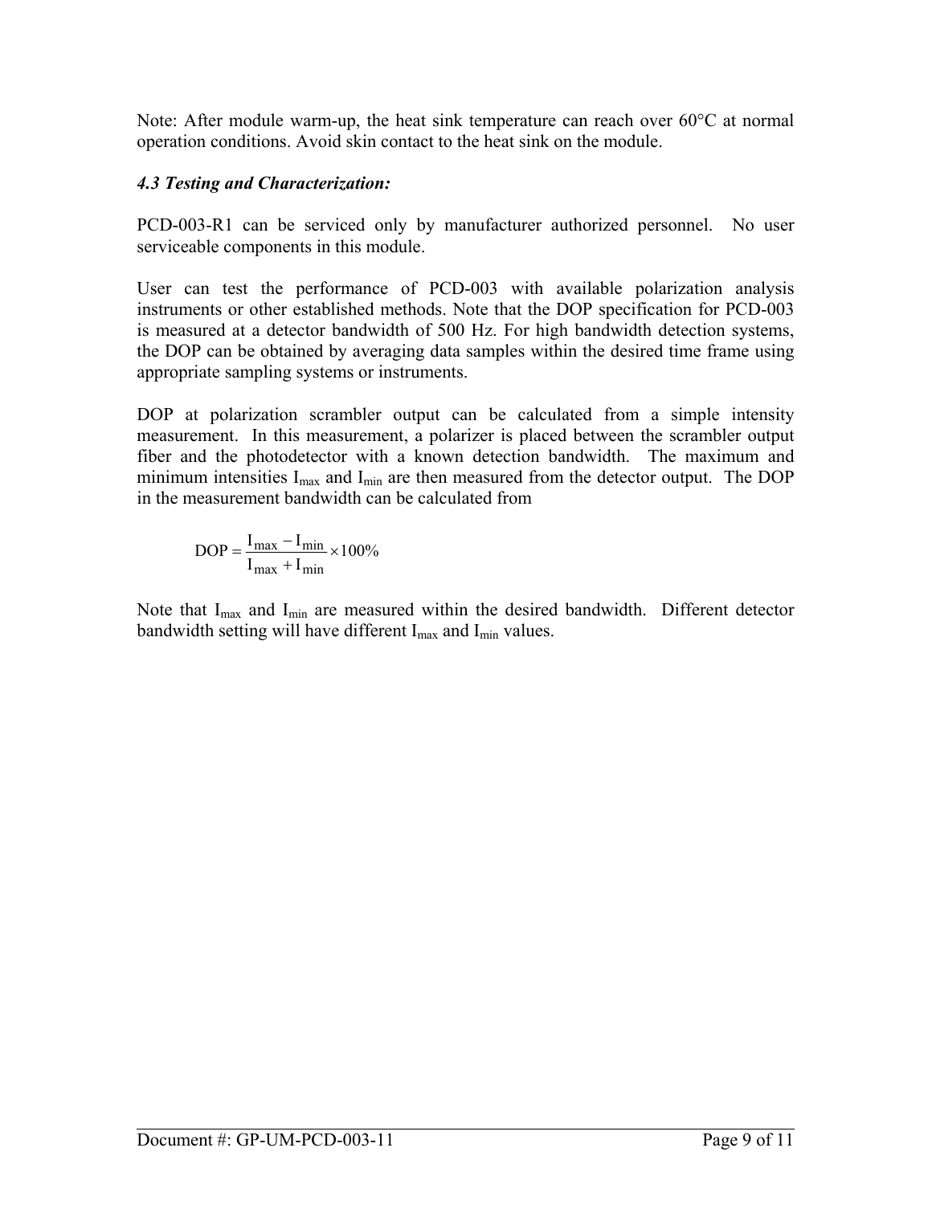Note: After module warm-up, the heat sink temperature can reach over 60°C at normal operation conditions. Avoid skin contact to the heat sink on the module.

### *4.3 Testing and Characterization:*

PCD-003-R1 can be serviced only by manufacturer authorized personnel. No user serviceable components in this module.

User can test the performance of PCD-003 with available polarization analysis instruments or other established methods. Note that the DOP specification for PCD-003 is measured at a detector bandwidth of 500 Hz. For high bandwidth detection systems, the DOP can be obtained by averaging data samples within the desired time frame using appropriate sampling systems or instruments.

DOP at polarization scrambler output can be calculated from a simple intensity measurement. In this measurement, a polarizer is placed between the scrambler output fiber and the photodetector with a known detection bandwidth. The maximum and minimum intensities $I_{max}$ and $I_{min}$ are then measured from the detector output. The DOP in the measurement bandwidth can be calculated from

$$\mathrm{DOP} = \frac{I_{max} - I_{min}}{I_{max} + I_{min}} \times 100\%$$

Note that $I_{max}$ and $I_{min}$ are measured within the desired bandwidth. Different detector bandwidth setting will have different $I_{max}$ and $I_{min}$ values.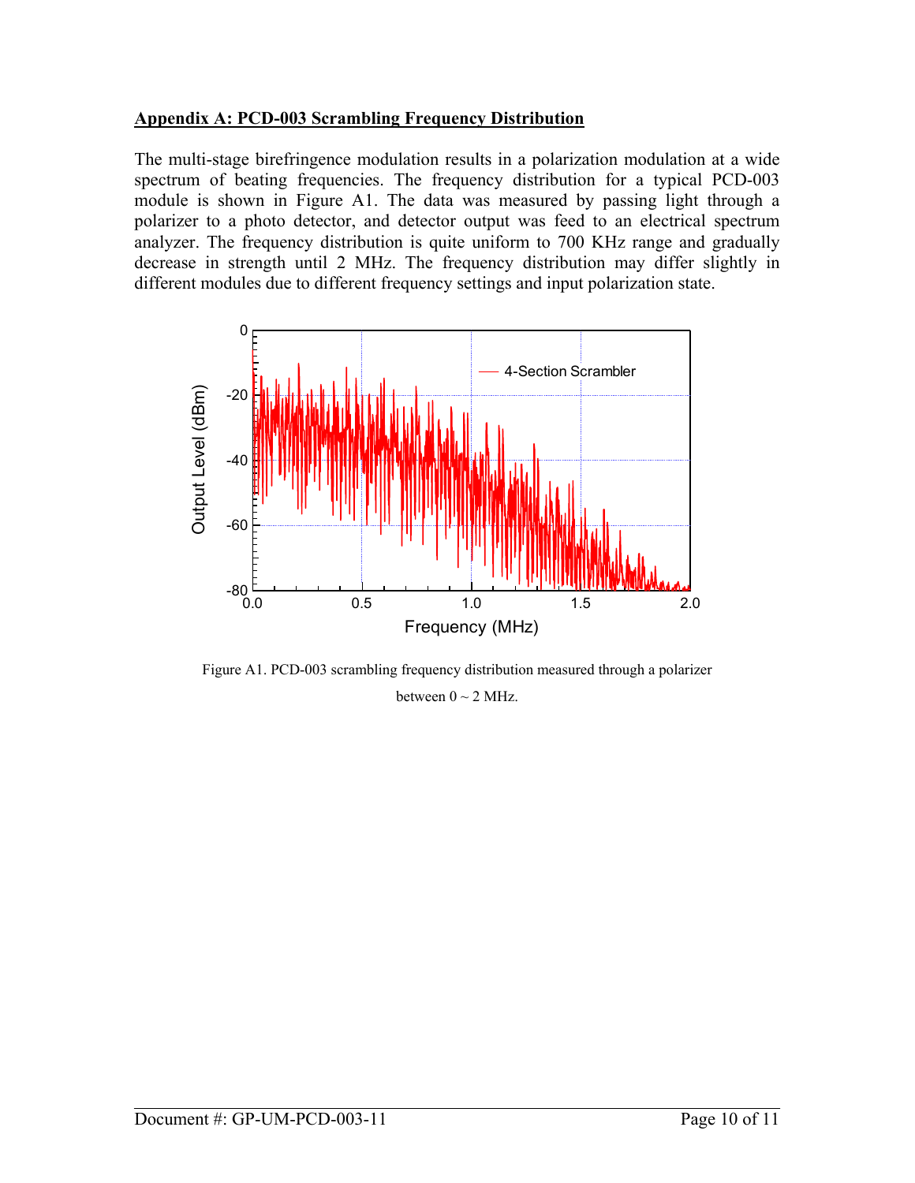## Appendix A: PCD-003 Scrambling Frequency Distribution

The multi-stage birefringence modulation results in a polarization modulation at a wide spectrum of beating frequencies. The frequency distribution for a typical PCD-003 module is shown in Figure A1. The data was measured by passing light through a polarizer to a photo detector, and detector output was feed to an electrical spectrum analyzer. The frequency distribution is quite uniform to 700 KHz range and gradually decrease in strength until 2 MHz. The frequency distribution may differ slightly in different modules due to different frequency settings and input polarization state.

Figure A1. PCD-003 scrambling frequency distribution measured through a polarizer between 0 ~ 2 MHz.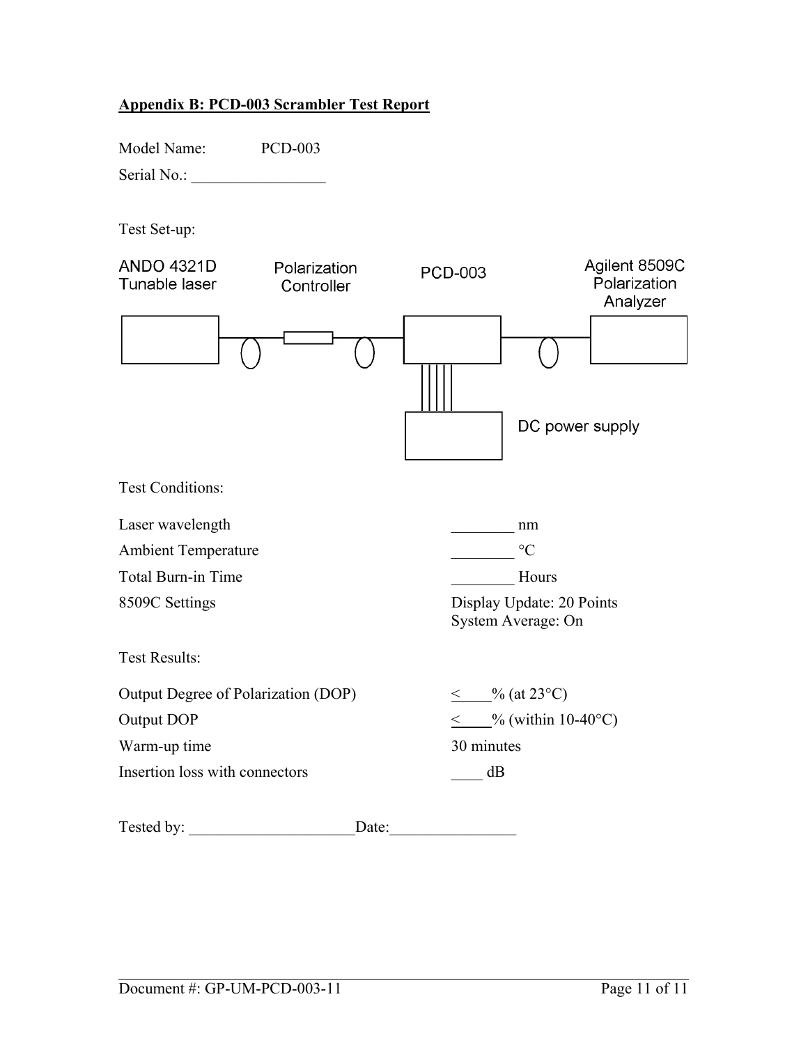**Appendix B: PCD-003 Scrambler Test Report**

Model Name: PCD-003

Serial No.: _________________

Test Set-up:

ANDO 4321D Tunable laser

Polarization Controller

PCD-003

Agilent 8509C Polarization Analyzer

DC power supply

Test Conditions:

| | |
|---|---|
| Laser wavelength | ________ nm |
| Ambient Temperature | ________ °C |
| Total Burn-in Time | ________ Hours |
| 8509C Settings | Display Update: 20 Points<br>System Average: On |

Test Results:

| | |
|---|---|
| Output Degree of Polarization (DOP) | ≤ ____% (at 23°C) |
| Output DOP | ≤ ____% (within 10-40°C) |
| Warm-up time | 30 minutes |
| Insertion loss with connectors | ____ dB |

Tested by: _____________________ Date: ________________

Document #: GP-UM-PCD-003-11